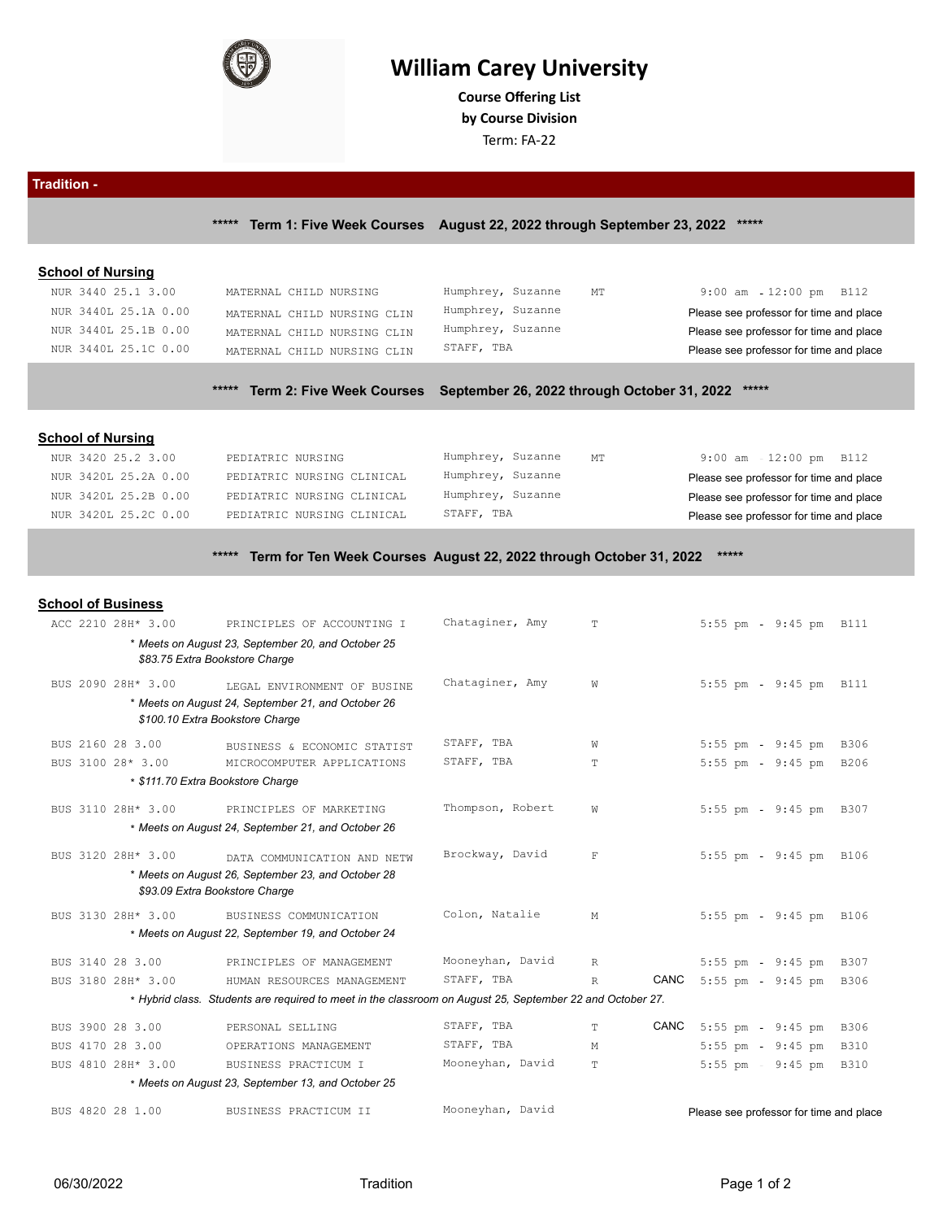# William Carey University

**Course Offering List**

**by Course Division**

Term: FA-22

## Tradition -

### ***** Term 1: Five Week Courses August 22, 2022 through September 23, 2022 *****

**School of Nursing**

| Course | Title | Instructor | Days | Time / Room |
|---|---|---|---|---|
| NUR 3440 25.1 3.00 | MATERNAL CHILD NURSING | Humphrey, Suzanne | MT | 9:00 am - 12:00 pm B112 |
| NUR 3440L 25.1A 0.00 | MATERNAL CHILD NURSING CLIN | Humphrey, Suzanne | | Please see professor for time and place |
| NUR 3440L 25.1B 0.00 | MATERNAL CHILD NURSING CLIN | Humphrey, Suzanne | | Please see professor for time and place |
| NUR 3440L 25.1C 0.00 | MATERNAL CHILD NURSING CLIN | STAFF, TBA | | Please see professor for time and place |

### ***** Term 2: Five Week Courses September 26, 2022 through October 31, 2022 *****

**School of Nursing**

| Course | Title | Instructor | Days | Time / Room |
|---|---|---|---|---|
| NUR 3420 25.2 3.00 | PEDIATRIC NURSING | Humphrey, Suzanne | MT | 9:00 am - 12:00 pm B112 |
| NUR 3420L 25.2A 0.00 | PEDIATRIC NURSING CLINICAL | Humphrey, Suzanne | | Please see professor for time and place |
| NUR 3420L 25.2B 0.00 | PEDIATRIC NURSING CLINICAL | Humphrey, Suzanne | | Please see professor for time and place |
| NUR 3420L 25.2C 0.00 | PEDIATRIC NURSING CLINICAL | STAFF, TBA | | Please see professor for time and place |

### ***** Term for Ten Week Courses August 22, 2022 through October 31, 2022 *****

**School of Business**

| Course | Title | Instructor | Days | Status | Time | Room |
|---|---|---|---|---|---|---|
| ACC 2210 28H* 3.00 | PRINCIPLES OF ACCOUNTING I | Chataginer, Amy | T | | 5:55 pm - 9:45 pm | B111 |

*\* Meets on August 23, September 20, and October 25*
*$83.75 Extra Bookstore Charge*

| Course | Title | Instructor | Days | Status | Time | Room |
|---|---|---|---|---|---|---|
| BUS 2090 28H* 3.00 | LEGAL ENVIRONMENT OF BUSINE | Chataginer, Amy | W | | 5:55 pm - 9:45 pm | B111 |

*\* Meets on August 24, September 21, and October 26*
*$100.10 Extra Bookstore Charge*

| Course | Title | Instructor | Days | Status | Time | Room |
|---|---|---|---|---|---|---|
| BUS 2160 28 3.00 | BUSINESS & ECONOMIC STATIST | STAFF, TBA | W | | 5:55 pm - 9:45 pm | B306 |
| BUS 3100 28* 3.00 | MICROCOMPUTER APPLICATIONS | STAFF, TBA | T | | 5:55 pm - 9:45 pm | B206 |

*\* $111.70 Extra Bookstore Charge*

| Course | Title | Instructor | Days | Status | Time | Room |
|---|---|---|---|---|---|---|
| BUS 3110 28H* 3.00 | PRINCIPLES OF MARKETING | Thompson, Robert | W | | 5:55 pm - 9:45 pm | B307 |

*\* Meets on August 24, September 21, and October 26*

| Course | Title | Instructor | Days | Status | Time | Room |
|---|---|---|---|---|---|---|
| BUS 3120 28H* 3.00 | DATA COMMUNICATION AND NETW | Brockway, David | F | | 5:55 pm - 9:45 pm | B106 |

*\* Meets on August 26, September 23, and October 28*
*$93.09 Extra Bookstore Charge*

| Course | Title | Instructor | Days | Status | Time | Room |
|---|---|---|---|---|---|---|
| BUS 3130 28H* 3.00 | BUSINESS COMMUNICATION | Colon, Natalie | M | | 5:55 pm - 9:45 pm | B106 |

*\* Meets on August 22, September 19, and October 24*

| Course | Title | Instructor | Days | Status | Time | Room |
|---|---|---|---|---|---|---|
| BUS 3140 28 3.00 | PRINCIPLES OF MANAGEMENT | Mooneyhan, David | R | | 5:55 pm - 9:45 pm | B307 |
| BUS 3180 28H* 3.00 | HUMAN RESOURCES MANAGEMENT | STAFF, TBA | R | CANC | 5:55 pm - 9:45 pm | B306 |

*\* Hybrid class. Students are required to meet in the classroom on August 25, September 22 and October 27.*

| Course | Title | Instructor | Days | Status | Time | Room |
|---|---|---|---|---|---|---|
| BUS 3900 28 3.00 | PERSONAL SELLING | STAFF, TBA | T | CANC | 5:55 pm - 9:45 pm | B306 |
| BUS 4170 28 3.00 | OPERATIONS MANAGEMENT | STAFF, TBA | M | | 5:55 pm - 9:45 pm | B310 |
| BUS 4810 28H* 3.00 | BUSINESS PRACTICUM I | Mooneyhan, David | T | | 5:55 pm - 9:45 pm | B310 |

*\* Meets on August 23, September 13, and October 25*

| Course | Title | Instructor | Days | Status | Time | Room |
|---|---|---|---|---|---|---|
| BUS 4820 28 1.00 | BUSINESS PRACTICUM II | Mooneyhan, David | | | Please see professor for time and place | |

06/30/2022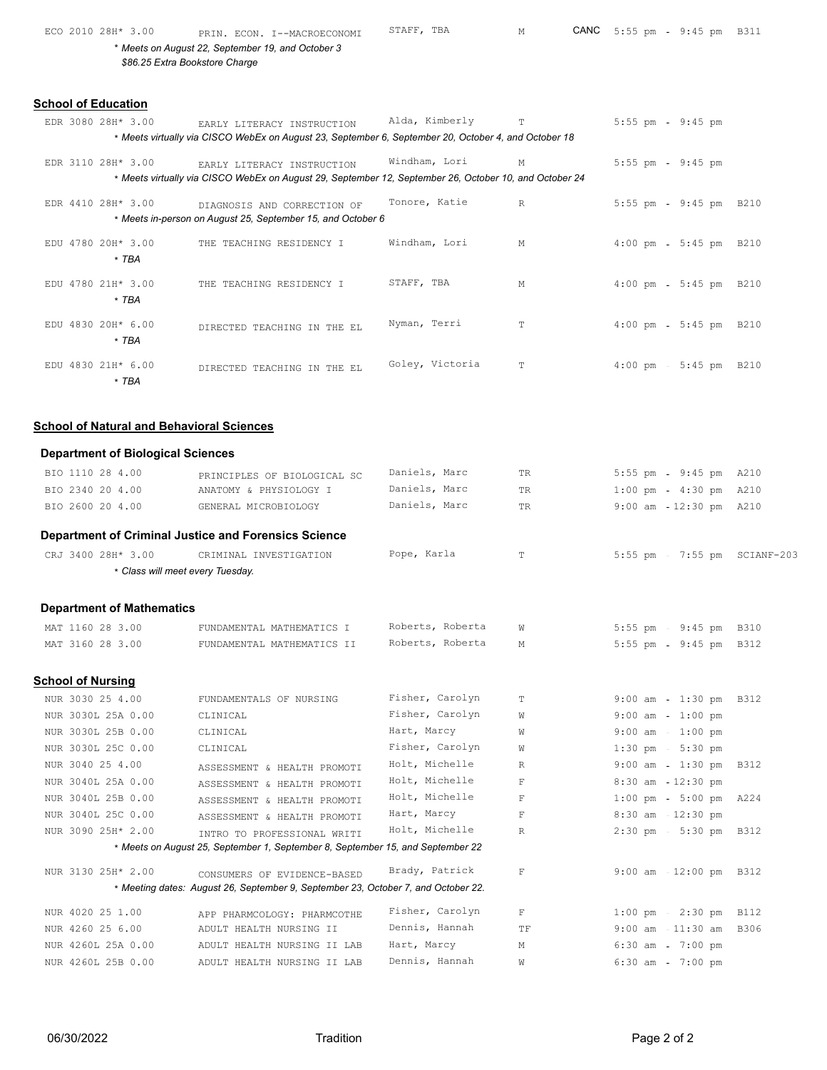| | | | | | | |
|---|---|---|---|---|---|---|
| ECO 2010 28H* 3.00 | PRIN. ECON. I--MACROECONOMI | STAFF, TBA | M | CANC | 5:55 pm - 9:45 pm | B311 |

*\* Meets on August 22, September 19, and October 3*
*$86.25 Extra Bookstore Charge*

## School of Education

| | | | | | |
|---|---|---|---|---|---|
| EDR 3080 28H* 3.00 | EARLY LITERACY INSTRUCTION | Alda, Kimberly | T | 5:55 pm - 9:45 pm | |

*\* Meets virtually via CISCO WebEx on August 23, September 6, September 20, October 4, and October 18*

| | | | | | |
|---|---|---|---|---|---|
| EDR 3110 28H* 3.00 | EARLY LITERACY INSTRUCTION | Windham, Lori | M | 5:55 pm - 9:45 pm | |

*\* Meets virtually via CISCO WebEx on August 29, September 12, September 26, October 10, and October 24*

| | | | | | |
|---|---|---|---|---|---|
| EDR 4410 28H* 3.00 | DIAGNOSIS AND CORRECTION OF | Tonore, Katie | R | 5:55 pm - 9:45 pm | B210 |

*\* Meets in-person on August 25, September 15, and October 6*

| | | | | | |
|---|---|---|---|---|---|
| EDU 4780 20H* 3.00 | THE TEACHING RESIDENCY I | Windham, Lori | M | 4:00 pm - 5:45 pm | B210 |
| *\* TBA* | | | | | |
| EDU 4780 21H* 3.00 | THE TEACHING RESIDENCY I | STAFF, TBA | M | 4:00 pm - 5:45 pm | B210 |
| *\* TBA* | | | | | |
| EDU 4830 20H* 6.00 | DIRECTED TEACHING IN THE EL | Nyman, Terri | T | 4:00 pm - 5:45 pm | B210 |
| *\* TBA* | | | | | |
| EDU 4830 21H* 6.00 | DIRECTED TEACHING IN THE EL | Goley, Victoria | T | 4:00 pm - 5:45 pm | B210 |
| *\* TBA* | | | | | |

## School of Natural and Behavioral Sciences

### Department of Biological Sciences

| | | | | | |
|---|---|---|---|---|---|
| BIO 1110 28 4.00 | PRINCIPLES OF BIOLOGICAL SC | Daniels, Marc | TR | 5:55 pm - 9:45 pm | A210 |
| BIO 2340 20 4.00 | ANATOMY & PHYSIOLOGY I | Daniels, Marc | TR | 1:00 pm - 4:30 pm | A210 |
| BIO 2600 20 4.00 | GENERAL MICROBIOLOGY | Daniels, Marc | TR | 9:00 am - 12:30 pm | A210 |

### Department of Criminal Justice and Forensics Science

| | | | | | |
|---|---|---|---|---|---|
| CRJ 3400 28H* 3.00 | CRIMINAL INVESTIGATION | Pope, Karla | T | 5:55 pm - 7:55 pm | SCIANF-203 |

*\* Class will meet every Tuesday.*

### Department of Mathematics

| | | | | | |
|---|---|---|---|---|---|
| MAT 1160 28 3.00 | FUNDAMENTAL MATHEMATICS I | Roberts, Roberta | W | 5:55 pm - 9:45 pm | B310 |
| MAT 3160 28 3.00 | FUNDAMENTAL MATHEMATICS II | Roberts, Roberta | M | 5:55 pm - 9:45 pm | B312 |

## School of Nursing

| | | | | | |
|---|---|---|---|---|---|
| NUR 3030 25 4.00 | FUNDAMENTALS OF NURSING | Fisher, Carolyn | T | 9:00 am - 1:30 pm | B312 |
| NUR 3030L 25A 0.00 | CLINICAL | Fisher, Carolyn | W | 9:00 am - 1:00 pm | |
| NUR 3030L 25B 0.00 | CLINICAL | Hart, Marcy | W | 9:00 am - 1:00 pm | |
| NUR 3030L 25C 0.00 | CLINICAL | Fisher, Carolyn | W | 1:30 pm - 5:30 pm | |
| NUR 3040 25 4.00 | ASSESSMENT & HEALTH PROMOTI | Holt, Michelle | R | 9:00 am - 1:30 pm | B312 |
| NUR 3040L 25A 0.00 | ASSESSMENT & HEALTH PROMOTI | Holt, Michelle | F | 8:30 am - 12:30 pm | |
| NUR 3040L 25B 0.00 | ASSESSMENT & HEALTH PROMOTI | Holt, Michelle | F | 1:00 pm - 5:00 pm | A224 |
| NUR 3040L 25C 0.00 | ASSESSMENT & HEALTH PROMOTI | Hart, Marcy | F | 8:30 am - 12:30 pm | |
| NUR 3090 25H* 2.00 | INTRO TO PROFESSIONAL WRITI | Holt, Michelle | R | 2:30 pm - 5:30 pm | B312 |

*\* Meets on August 25, September 1, September 8, September 15, and September 22*

| | | | | | |
|---|---|---|---|---|---|
| NUR 3130 25H* 2.00 | CONSUMERS OF EVIDENCE-BASED | Brady, Patrick | F | 9:00 am - 12:00 pm | B312 |

*\* Meeting dates: August 26, September 9, September 23, October 7, and October 22.*

| | | | | | |
|---|---|---|---|---|---|
| NUR 4020 25 1.00 | APP PHARMCOLOGY: PHARMCOTHE | Fisher, Carolyn | F | 1:00 pm - 2:30 pm | B112 |
| NUR 4260 25 6.00 | ADULT HEALTH NURSING II | Dennis, Hannah | TF | 9:00 am - 11:30 am | B306 |
| NUR 4260L 25A 0.00 | ADULT HEALTH NURSING II LAB | Hart, Marcy | M | 6:30 am - 7:00 pm | |
| NUR 4260L 25B 0.00 | ADULT HEALTH NURSING II LAB | Dennis, Hannah | W | 6:30 am - 7:00 pm | |

06/30/2022 Tradition